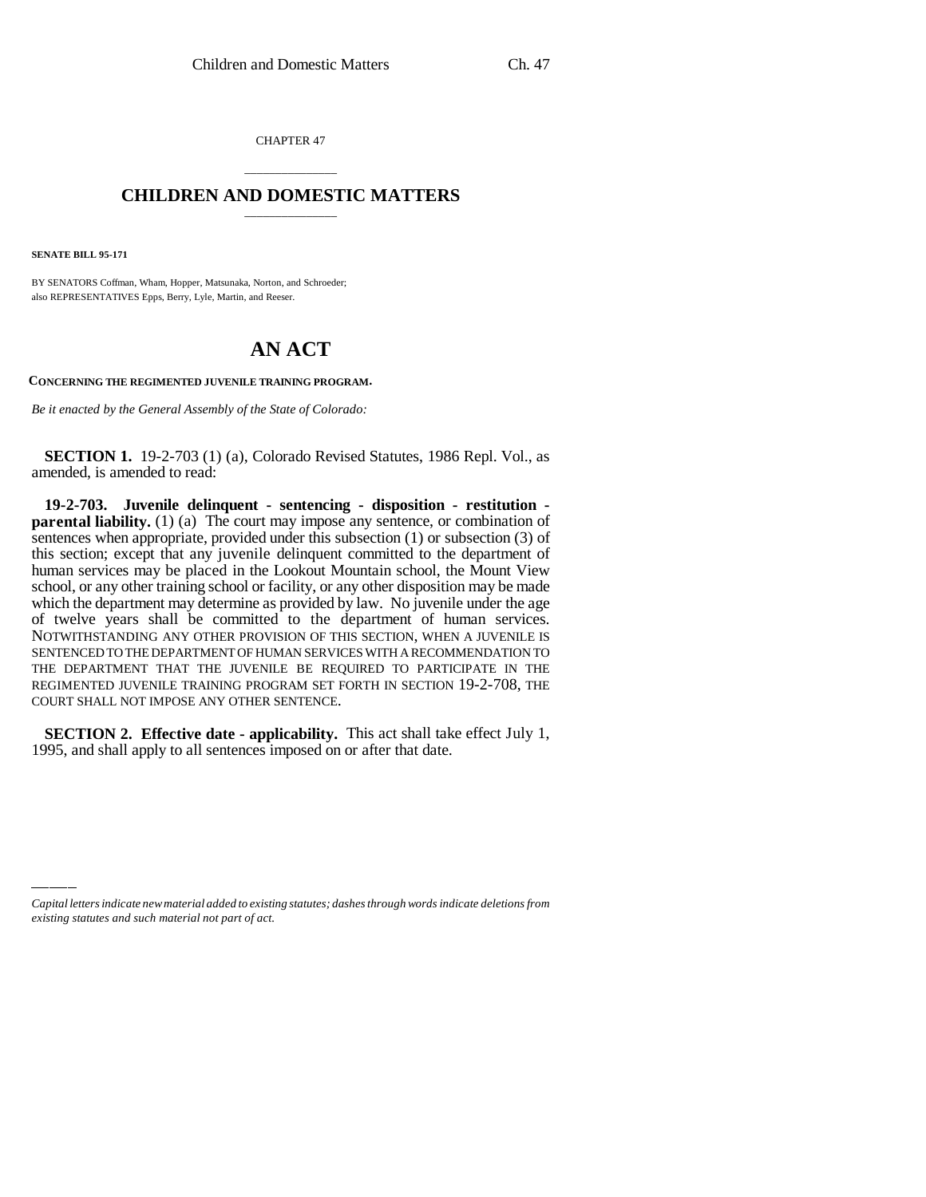CHAPTER 47

## CHILDREN AND DOMESTIC MATTERS

**SENATE BILL 95-171**

BY SENATORS Coffman, Wham, Hopper, Matsunaka, Norton, and Schroeder;
also REPRESENTATIVES Epps, Berry, Lyle, Martin, and Reeser.

# AN ACT

**CONCERNING THE REGIMENTED JUVENILE TRAINING PROGRAM.**

*Be it enacted by the General Assembly of the State of Colorado:*

**SECTION 1.** 19-2-703 (1) (a), Colorado Revised Statutes, 1986 Repl. Vol., as amended, is amended to read:

**19-2-703. Juvenile delinquent - sentencing - disposition - restitution - parental liability.** (1) (a) The court may impose any sentence, or combination of sentences when appropriate, provided under this subsection (1) or subsection (3) of this section; except that any juvenile delinquent committed to the department of human services may be placed in the Lookout Mountain school, the Mount View school, or any other training school or facility, or any other disposition may be made which the department may determine as provided by law. No juvenile under the age of twelve years shall be committed to the department of human services. NOTWITHSTANDING ANY OTHER PROVISION OF THIS SECTION, WHEN A JUVENILE IS SENTENCED TO THE DEPARTMENT OF HUMAN SERVICES WITH A RECOMMENDATION TO THE DEPARTMENT THAT THE JUVENILE BE REQUIRED TO PARTICIPATE IN THE REGIMENTED JUVENILE TRAINING PROGRAM SET FORTH IN SECTION 19-2-708, THE COURT SHALL NOT IMPOSE ANY OTHER SENTENCE.

**SECTION 2. Effective date - applicability.** This act shall take effect July 1, 1995, and shall apply to all sentences imposed on or after that date.

*Capital letters indicate new material added to existing statutes; dashes through words indicate deletions from existing statutes and such material not part of act.*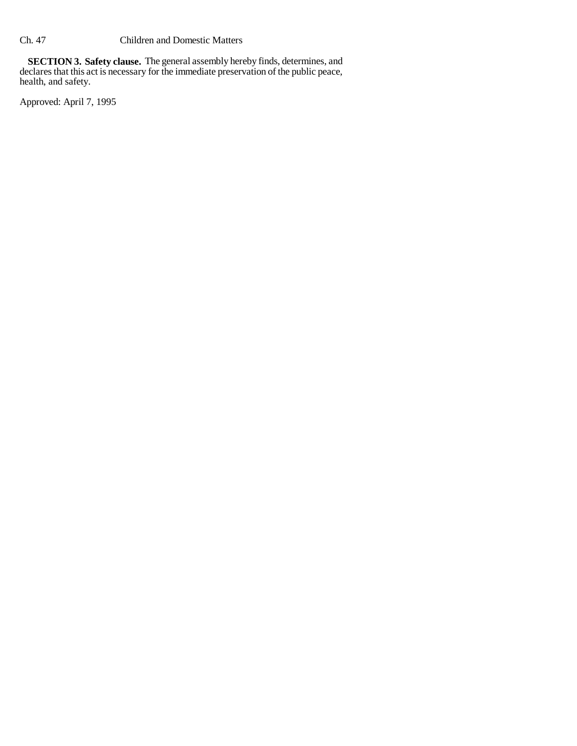**SECTION 3. Safety clause.** The general assembly hereby finds, determines, and declares that this act is necessary for the immediate preservation of the public peace, health, and safety.

Approved: April 7, 1995